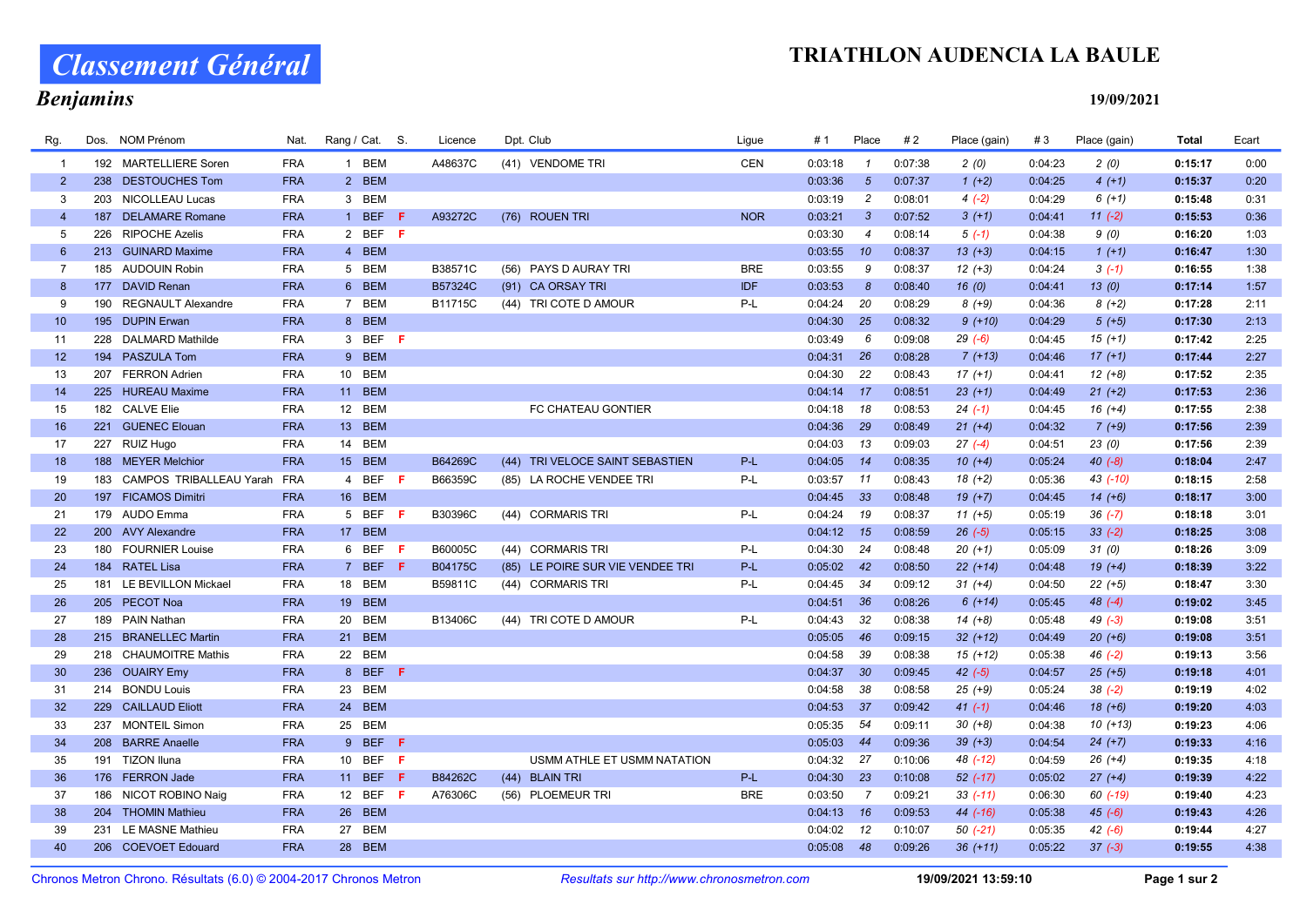# Classement Général

# TRIATHLON AUDENCIA LA BAULE

## Benjamins

19/09/2021

| Rg. | Dos. | NOM Prénom | Nat. | Rang / Cat. | | S. | Licence | Dpt. Club | Ligue | # 1 | Place | # 2 | Place (gain) | # 3 | Place (gain) | Total | Ecart |
|---|---|---|---|---|---|---|---|---|---|---|---|---|---|---|---|---|---|
| 1 | 192 | MARTELLIERE Soren | FRA | 1 | BEM | | A48637C | (41) VENDOME TRI | CEN | 0:03:18 | 1 | 0:07:38 | 2 (0) | 0:04:23 | 2 (0) | **0:15:17** | 0:00 |
| 2 | 238 | DESTOUCHES Tom | FRA | 2 | BEM | | | | | 0:03:36 | 5 | 0:07:37 | 1 (+2) | 0:04:25 | 4 (+1) | **0:15:37** | 0:20 |
| 3 | 203 | NICOLLEAU Lucas | FRA | 3 | BEM | | | | | 0:03:19 | 2 | 0:08:01 | 4 (-2) | 0:04:29 | 6 (+1) | **0:15:48** | 0:31 |
| 4 | 187 | DELAMARE Romane | FRA | 1 | BEF | F | A93272C | (76) ROUEN TRI | NOR | 0:03:21 | 3 | 0:07:52 | 3 (+1) | 0:04:41 | 11 (-2) | **0:15:53** | 0:36 |
| 5 | 226 | RIPOCHE Azelis | FRA | 2 | BEF | F | | | | 0:03:30 | 4 | 0:08:14 | 5 (-1) | 0:04:38 | 9 (0) | **0:16:20** | 1:03 |
| 6 | 213 | GUINARD Maxime | FRA | 4 | BEM | | | | | 0:03:55 | 10 | 0:08:37 | 13 (+3) | 0:04:15 | 1 (+1) | **0:16:47** | 1:30 |
| 7 | 185 | AUDOUIN Robin | FRA | 5 | BEM | | B38571C | (56) PAYS D AURAY TRI | BRE | 0:03:55 | 9 | 0:08:37 | 12 (+3) | 0:04:24 | 3 (-1) | **0:16:55** | 1:38 |
| 8 | 177 | DAVID Renan | FRA | 6 | BEM | | B57324C | (91) CA ORSAY TRI | IDF | 0:03:53 | 8 | 0:08:40 | 16 (0) | 0:04:41 | 13 (0) | **0:17:14** | 1:57 |
| 9 | 190 | REGNAULT Alexandre | FRA | 7 | BEM | | B11715C | (44) TRI COTE D AMOUR | P-L | 0:04:24 | 20 | 0:08:29 | 8 (+9) | 0:04:36 | 8 (+2) | **0:17:28** | 2:11 |
| 10 | 195 | DUPIN Erwan | FRA | 8 | BEM | | | | | 0:04:30 | 25 | 0:08:32 | 9 (+10) | 0:04:29 | 5 (+5) | **0:17:30** | 2:13 |
| 11 | 228 | DALMARD Mathilde | FRA | 3 | BEF | F | | | | 0:03:49 | 6 | 0:09:08 | 29 (-6) | 0:04:45 | 15 (+1) | **0:17:42** | 2:25 |
| 12 | 194 | PASZULA Tom | FRA | 9 | BEM | | | | | 0:04:31 | 26 | 0:08:28 | 7 (+13) | 0:04:46 | 17 (+1) | **0:17:44** | 2:27 |
| 13 | 207 | FERRON Adrien | FRA | 10 | BEM | | | | | 0:04:30 | 22 | 0:08:43 | 17 (+1) | 0:04:41 | 12 (+8) | **0:17:52** | 2:35 |
| 14 | 225 | HUREAU Maxime | FRA | 11 | BEM | | | | | 0:04:14 | 17 | 0:08:51 | 23 (+1) | 0:04:49 | 21 (+2) | **0:17:53** | 2:36 |
| 15 | 182 | CALVE Elie | FRA | 12 | BEM | | | FC CHATEAU GONTIER | | 0:04:18 | 18 | 0:08:53 | 24 (-1) | 0:04:45 | 16 (+4) | **0:17:55** | 2:38 |
| 16 | 221 | GUENEC Elouan | FRA | 13 | BEM | | | | | 0:04:36 | 29 | 0:08:49 | 21 (+4) | 0:04:32 | 7 (+9) | **0:17:56** | 2:39 |
| 17 | 227 | RUIZ Hugo | FRA | 14 | BEM | | | | | 0:04:03 | 13 | 0:09:03 | 27 (-4) | 0:04:51 | 23 (0) | **0:17:56** | 2:39 |
| 18 | 188 | MEYER Melchior | FRA | 15 | BEM | | B64269C | (44) TRI VELOCE SAINT SEBASTIEN | P-L | 0:04:05 | 14 | 0:08:35 | 10 (+4) | 0:05:24 | 40 (-8) | **0:18:04** | 2:47 |
| 19 | 183 | CAMPOS TRIBALLEAU Yarah | FRA | 4 | BEF | F | B66359C | (85) LA ROCHE VENDEE TRI | P-L | 0:03:57 | 11 | 0:08:43 | 18 (+2) | 0:05:36 | 43 (-10) | **0:18:15** | 2:58 |
| 20 | 197 | FICAMOS Dimitri | FRA | 16 | BEM | | | | | 0:04:45 | 33 | 0:08:48 | 19 (+7) | 0:04:45 | 14 (+6) | **0:18:17** | 3:00 |
| 21 | 179 | AUDO Emma | FRA | 5 | BEF | F | B30396C | (44) CORMARIS TRI | P-L | 0:04:24 | 19 | 0:08:37 | 11 (+5) | 0:05:19 | 36 (-7) | **0:18:18** | 3:01 |
| 22 | 200 | AVY Alexandre | FRA | 17 | BEM | | | | | 0:04:12 | 15 | 0:08:59 | 26 (-5) | 0:05:15 | 33 (-2) | **0:18:25** | 3:08 |
| 23 | 180 | FOURNIER Louise | FRA | 6 | BEF | F | B60005C | (44) CORMARIS TRI | P-L | 0:04:30 | 24 | 0:08:48 | 20 (+1) | 0:05:09 | 31 (0) | **0:18:26** | 3:09 |
| 24 | 184 | RATEL Lisa | FRA | 7 | BEF | F | B04175C | (85) LE POIRE SUR VIE VENDEE TRI | P-L | 0:05:02 | 42 | 0:08:50 | 22 (+14) | 0:04:48 | 19 (+4) | **0:18:39** | 3:22 |
| 25 | 181 | LE BEVILLON Mickael | FRA | 18 | BEM | | B59811C | (44) CORMARIS TRI | P-L | 0:04:45 | 34 | 0:09:12 | 31 (+4) | 0:04:50 | 22 (+5) | **0:18:47** | 3:30 |
| 26 | 205 | PECOT Noa | FRA | 19 | BEM | | | | | 0:04:51 | 36 | 0:08:26 | 6 (+14) | 0:05:45 | 48 (-4) | **0:19:02** | 3:45 |
| 27 | 189 | PAIN Nathan | FRA | 20 | BEM | | B13406C | (44) TRI COTE D AMOUR | P-L | 0:04:43 | 32 | 0:08:38 | 14 (+8) | 0:05:48 | 49 (-3) | **0:19:08** | 3:51 |
| 28 | 215 | BRANELLEC Martin | FRA | 21 | BEM | | | | | 0:05:05 | 46 | 0:09:15 | 32 (+12) | 0:04:49 | 20 (+6) | **0:19:08** | 3:51 |
| 29 | 218 | CHAUMOITRE Mathis | FRA | 22 | BEM | | | | | 0:04:58 | 39 | 0:08:38 | 15 (+12) | 0:05:38 | 46 (-2) | **0:19:13** | 3:56 |
| 30 | 236 | OUAIRY Emy | FRA | 8 | BEF | F | | | | 0:04:37 | 30 | 0:09:45 | 42 (-5) | 0:04:57 | 25 (+5) | **0:19:18** | 4:01 |
| 31 | 214 | BONDU Louis | FRA | 23 | BEM | | | | | 0:04:58 | 38 | 0:08:58 | 25 (+9) | 0:05:24 | 38 (-2) | **0:19:19** | 4:02 |
| 32 | 229 | CAILLAUD Eliott | FRA | 24 | BEM | | | | | 0:04:53 | 37 | 0:09:42 | 41 (-1) | 0:04:46 | 18 (+6) | **0:19:20** | 4:03 |
| 33 | 237 | MONTEIL Simon | FRA | 25 | BEM | | | | | 0:05:35 | 54 | 0:09:11 | 30 (+8) | 0:04:38 | 10 (+13) | **0:19:23** | 4:06 |
| 34 | 208 | BARRE Anaelle | FRA | 9 | BEF | F | | | | 0:05:03 | 44 | 0:09:36 | 39 (+3) | 0:04:54 | 24 (+7) | **0:19:33** | 4:16 |
| 35 | 191 | TIZON Iluna | FRA | 10 | BEF | F | | USMM ATHLE ET USMM NATATION | | 0:04:32 | 27 | 0:10:06 | 48 (-12) | 0:04:59 | 26 (+4) | **0:19:35** | 4:18 |
| 36 | 176 | FERRON Jade | FRA | 11 | BEF | F | B84262C | (44) BLAIN TRI | P-L | 0:04:30 | 23 | 0:10:08 | 52 (-17) | 0:05:02 | 27 (+4) | **0:19:39** | 4:22 |
| 37 | 186 | NICOT ROBINO Naig | FRA | 12 | BEF | F | A76306C | (56) PLOEMEUR TRI | BRE | 0:03:50 | 7 | 0:09:21 | 33 (-11) | 0:06:30 | 60 (-19) | **0:19:40** | 4:23 |
| 38 | 204 | THOMIN Mathieu | FRA | 26 | BEM | | | | | 0:04:13 | 16 | 0:09:53 | 44 (-16) | 0:05:38 | 45 (-6) | **0:19:43** | 4:26 |
| 39 | 231 | LE MASNE Mathieu | FRA | 27 | BEM | | | | | 0:04:02 | 12 | 0:10:07 | 50 (-21) | 0:05:35 | 42 (-6) | **0:19:44** | 4:27 |
| 40 | 206 | COEVOET Edouard | FRA | 28 | BEM | | | | | 0:05:08 | 48 | 0:09:26 | 36 (+11) | 0:05:22 | 37 (-3) | **0:19:55** | 4:38 |

Chronos Metron Chrono. Résultats (6.0) © 2004-2017 Chronos Metron — *Resultats sur http://www.chronosmetron.com* — **19/09/2021 13:59:10**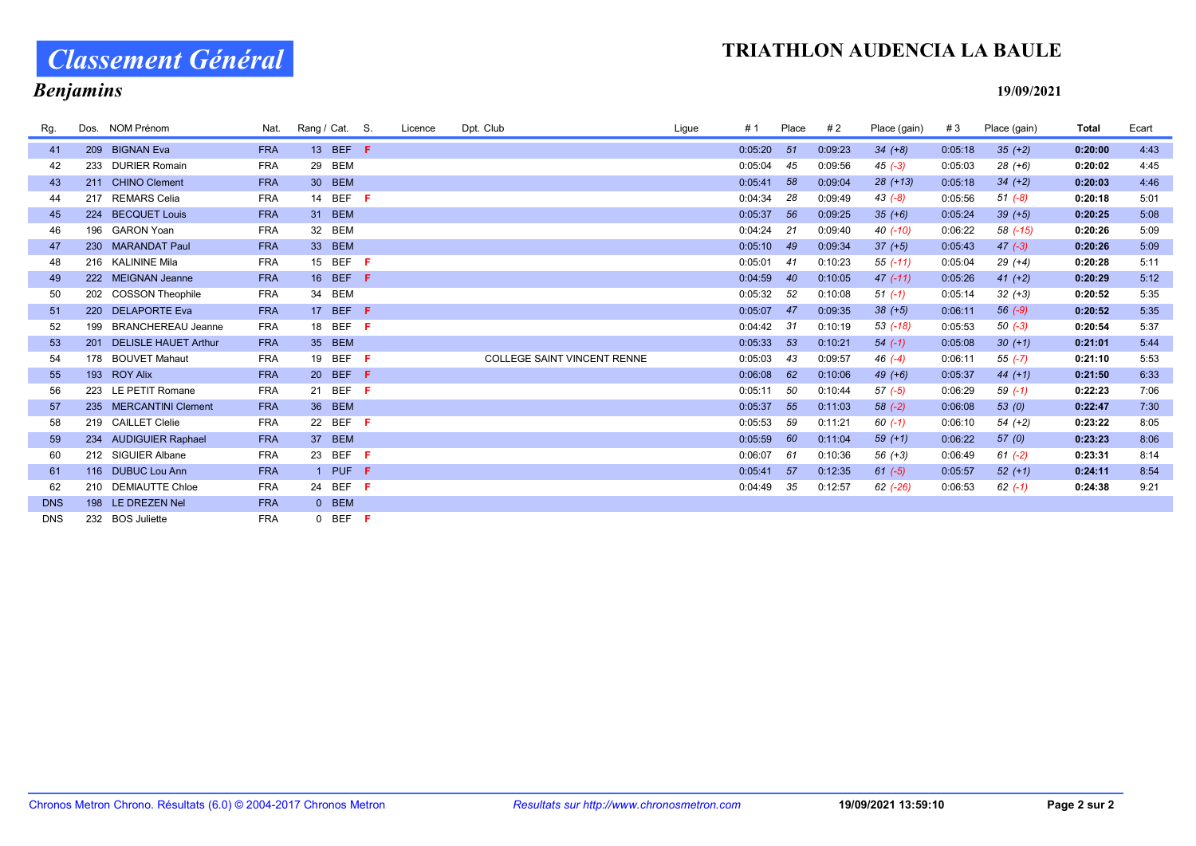# Classement Général

## Benjamins

## TRIATHLON AUDENCIA LA BAULE

19/09/2021

| Rg. | Dos. | NOM Prénom | Nat. | Rang / Cat. | S. | Licence | Dpt. Club | Ligue | # 1 | Place | # 2 | Place (gain) | # 3 | Place (gain) | Total | Ecart |
|---|---|---|---|---|---|---|---|---|---|---|---|---|---|---|---|---|
| 41 | 209 | BIGNAN Eva | FRA | 13 BEF | F | | | | 0:05:20 | 51 | 0:09:23 | 34 (+8) | 0:05:18 | 35 (+2) | **0:20:00** | 4:43 |
| 42 | 233 | DURIER Romain | FRA | 29 BEM | | | | | 0:05:04 | 45 | 0:09:56 | 45 (-3) | 0:05:03 | 28 (+6) | **0:20:02** | 4:45 |
| 43 | 211 | CHINO Clement | FRA | 30 BEM | | | | | 0:05:41 | 58 | 0:09:04 | 28 (+13) | 0:05:18 | 34 (+2) | **0:20:03** | 4:46 |
| 44 | 217 | REMARS Celia | FRA | 14 BEF | F | | | | 0:04:34 | 28 | 0:09:49 | 43 (-8) | 0:05:56 | 51 (-8) | **0:20:18** | 5:01 |
| 45 | 224 | BECQUET Louis | FRA | 31 BEM | | | | | 0:05:37 | 56 | 0:09:25 | 35 (+6) | 0:05:24 | 39 (+5) | **0:20:25** | 5:08 |
| 46 | 196 | GARON Yoan | FRA | 32 BEM | | | | | 0:04:24 | 21 | 0:09:40 | 40 (-10) | 0:06:22 | 58 (-15) | **0:20:26** | 5:09 |
| 47 | 230 | MARANDAT Paul | FRA | 33 BEM | | | | | 0:05:10 | 49 | 0:09:34 | 37 (+5) | 0:05:43 | 47 (-3) | **0:20:26** | 5:09 |
| 48 | 216 | KALININE Mila | FRA | 15 BEF | F | | | | 0:05:01 | 41 | 0:10:23 | 55 (-11) | 0:05:04 | 29 (+4) | **0:20:28** | 5:11 |
| 49 | 222 | MEIGNAN Jeanne | FRA | 16 BEF | F | | | | 0:04:59 | 40 | 0:10:05 | 47 (-11) | 0:05:26 | 41 (+2) | **0:20:29** | 5:12 |
| 50 | 202 | COSSON Theophile | FRA | 34 BEM | | | | | 0:05:32 | 52 | 0:10:08 | 51 (-1) | 0:05:14 | 32 (+3) | **0:20:52** | 5:35 |
| 51 | 220 | DELAPORTE Eva | FRA | 17 BEF | F | | | | 0:05:07 | 47 | 0:09:35 | 38 (+5) | 0:06:11 | 56 (-9) | **0:20:52** | 5:35 |
| 52 | 199 | BRANCHEREAU Jeanne | FRA | 18 BEF | F | | | | 0:04:42 | 31 | 0:10:19 | 53 (-18) | 0:05:53 | 50 (-3) | **0:20:54** | 5:37 |
| 53 | 201 | DELISLE HAUET Arthur | FRA | 35 BEM | | | | | 0:05:33 | 53 | 0:10:21 | 54 (-1) | 0:05:08 | 30 (+1) | **0:21:01** | 5:44 |
| 54 | 178 | BOUVET Mahaut | FRA | 19 BEF | F | | COLLEGE SAINT VINCENT RENNE | | 0:05:03 | 43 | 0:09:57 | 46 (-4) | 0:06:11 | 55 (-7) | **0:21:10** | 5:53 |
| 55 | 193 | ROY Alix | FRA | 20 BEF | F | | | | 0:06:08 | 62 | 0:10:06 | 49 (+6) | 0:05:37 | 44 (+1) | **0:21:50** | 6:33 |
| 56 | 223 | LE PETIT Romane | FRA | 21 BEF | F | | | | 0:05:11 | 50 | 0:10:44 | 57 (-5) | 0:06:29 | 59 (-1) | **0:22:23** | 7:06 |
| 57 | 235 | MERCANTINI Clement | FRA | 36 BEM | | | | | 0:05:37 | 55 | 0:11:03 | 58 (-2) | 0:06:08 | 53 (0) | **0:22:47** | 7:30 |
| 58 | 219 | CAILLET Clelie | FRA | 22 BEF | F | | | | 0:05:53 | 59 | 0:11:21 | 60 (-1) | 0:06:10 | 54 (+2) | **0:23:22** | 8:05 |
| 59 | 234 | AUDIGUIER Raphael | FRA | 37 BEM | | | | | 0:05:59 | 60 | 0:11:04 | 59 (+1) | 0:06:22 | 57 (0) | **0:23:23** | 8:06 |
| 60 | 212 | SIGUIER Albane | FRA | 23 BEF | F | | | | 0:06:07 | 61 | 0:10:36 | 56 (+3) | 0:06:49 | 61 (-2) | **0:23:31** | 8:14 |
| 61 | 116 | DUBUC Lou Ann | FRA | 1 PUF | F | | | | 0:05:41 | 57 | 0:12:35 | 61 (-5) | 0:05:57 | 52 (+1) | **0:24:11** | 8:54 |
| 62 | 210 | DEMIAUTTE Chloe | FRA | 24 BEF | F | | | | 0:04:49 | 35 | 0:12:57 | 62 (-26) | 0:06:53 | 62 (-1) | **0:24:38** | 9:21 |
| DNS | 198 | LE DREZEN Nel | FRA | 0 BEM | | | | | | | | | | | | |
| DNS | 232 | BOS Juliette | FRA | 0 BEF | F | | | | | | | | | | | |

Chronos Metron Chrono. Résultats (6.0) © 2004-2017 Chronos Metron — *Resultats sur http://www.chronosmetron.com* — **19/09/2021 13:59:10**